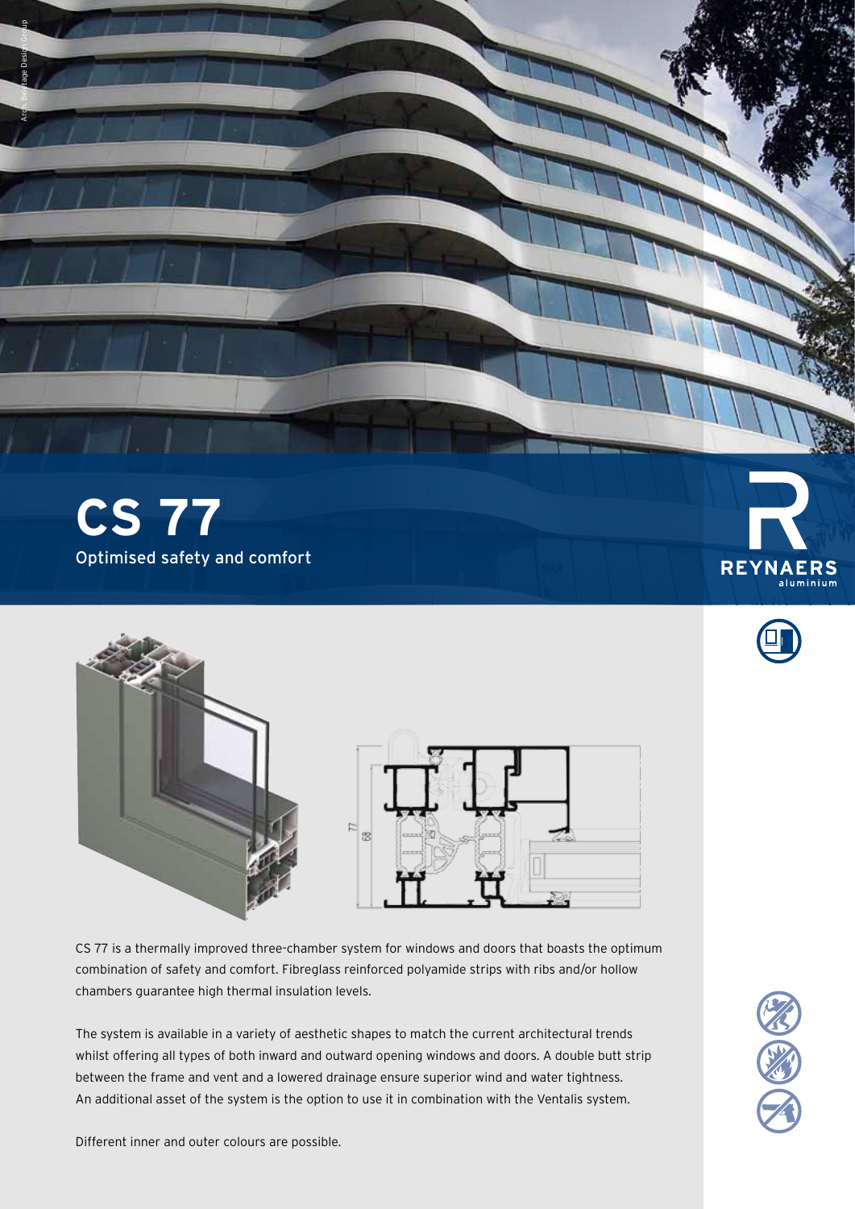# CS 77

Optimised safety and comfort

REYNAERS aluminium

CS 77 is a thermally improved three-chamber system for windows and doors that boasts the optimum combination of safety and comfort. Fibreglass reinforced polyamide strips with ribs and/or hollow chambers guarantee high thermal insulation levels.

The system is available in a variety of aesthetic shapes to match the current architectural trends whilst offering all types of both inward and outward opening windows and doors. A double butt strip between the frame and vent and a lowered drainage ensure superior wind and water tightness. An additional asset of the system is the option to use it in combination with the Ventalis system.

Different inner and outer colours are possible.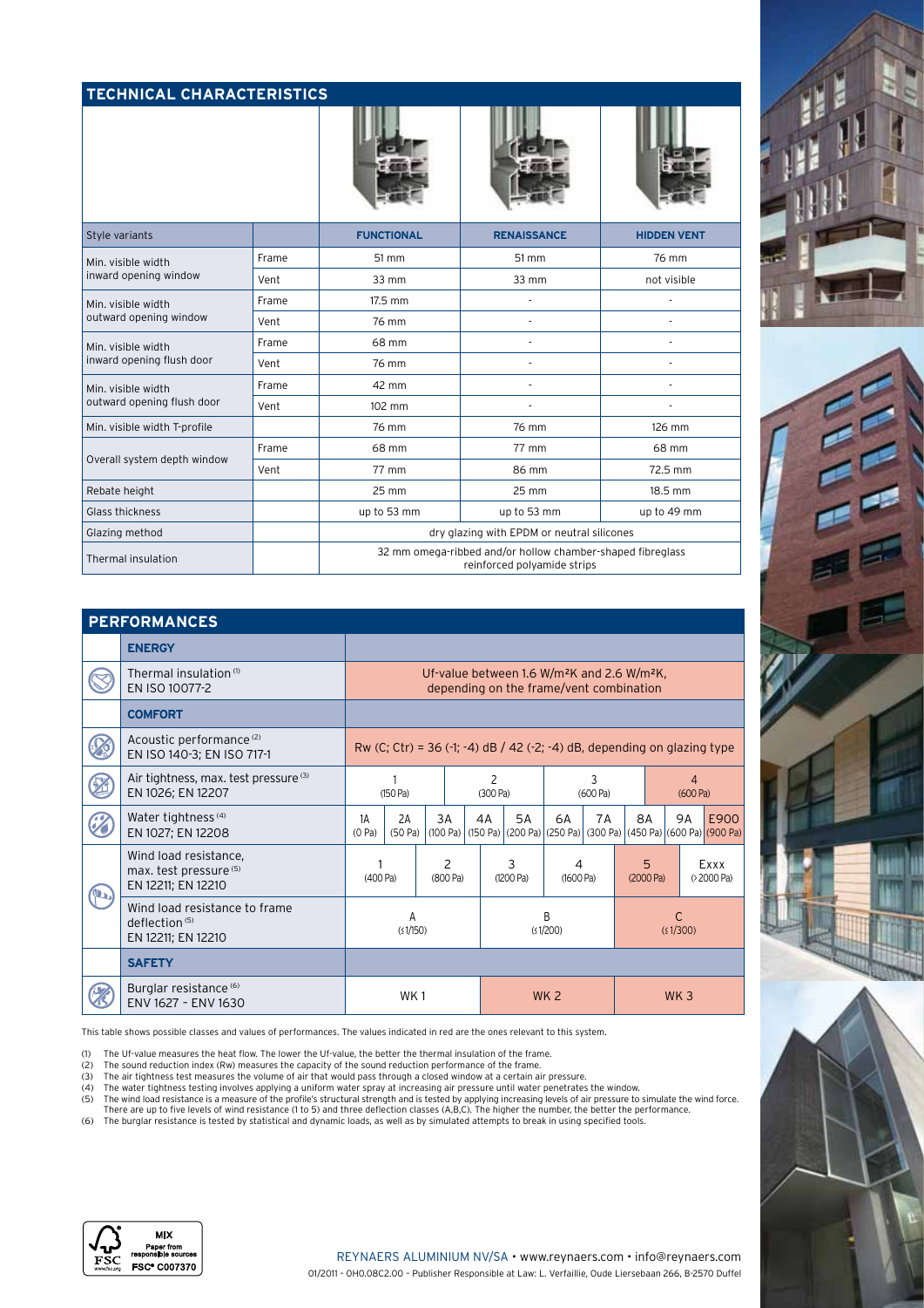## TECHNICAL CHARACTERISTICS

| Style variants | | FUNCTIONAL | RENAISSANCE | HIDDEN VENT |
|---|---|---|---|---|
| Min. visible width inward opening window | Frame | 51 mm | 51 mm | 76 mm |
| | Vent | 33 mm | 33 mm | not visible |
| Min. visible width outward opening window | Frame | 17.5 mm | - | - |
| | Vent | 76 mm | - | - |
| Min. visible width inward opening flush door | Frame | 68 mm | - | - |
| | Vent | 76 mm | - | - |
| Min. visible width outward opening flush door | Frame | 42 mm | - | - |
| | Vent | 102 mm | - | - |
| Min. visible width T-profile | | 76 mm | 76 mm | 126 mm |
| Overall system depth window | Frame | 68 mm | 77 mm | 68 mm |
| | Vent | 77 mm | 86 mm | 72.5 mm |
| Rebate height | | 25 mm | 25 mm | 18.5 mm |
| Glass thickness | | up to 53 mm | up to 53 mm | up to 49 mm |
| Glazing method | | dry glazing with EPDM or neutral silicones | | |
| Thermal insulation | | 32 mm omega-ribbed and/or hollow chamber-shaped fibreglass reinforced polyamide strips | | |

## PERFORMANCES

| | | | | | | | | | | | |
|---|---|---|---|---|---|---|---|---|---|---|---|
| **ENERGY** | | | | | | | | | | | |
| Thermal insulation [1] EN ISO 10077-2 | Uf-value between 1.6 W/m²K and 2.6 W/m²K, depending on the frame/vent combination | | | | | | | | | | |
| **COMFORT** | | | | | | | | | | | |
| Acoustic performance [2] EN ISO 140-3; EN ISO 717-1 | Rw (C; Ctr) = 36 (-1; -4) dB / 42 (-2; -4) dB, depending on glazing type | | | | | | | | | | |
| Air tightness, max. test pressure [3] EN 1026; EN 12207 | 1 (150 Pa) | | 2 (300 Pa) | | | 3 (600 Pa) | | | 4 (600 Pa) | | |
| Water tightness [4] EN 1027; EN 12208 | 1A (0 Pa) | 2A (50 Pa) | 3A (100 Pa) | 4A (150 Pa) | 5A (200 Pa) | 6A (250 Pa) | 7A (300 Pa) | 8A (450 Pa) | 9A (600 Pa) | E900 (900 Pa) | |
| Wind load resistance, max. test pressure [5] EN 12211; EN 12210 | 1 (400 Pa) | | 2 (800 Pa) | | 3 (1200 Pa) | | 4 (1600 Pa) | | 5 (2000 Pa) | Exxx (> 2000 Pa) | |
| Wind load resistance to frame deflection [5] EN 12211; EN 12210 | A (≤1/150) | | | B (≤1/200) | | | | C (≤1/300) | | | |
| **SAFETY** | | | | | | | | | | | |
| Burglar resistance [6] ENV 1627 – ENV 1630 | WK 1 | | | WK 2 | | | | WK 3 | | | |

This table shows possible classes and values of performances. The values indicated in red are the ones relevant to this system.

(1) The Uf-value measures the heat flow. The lower the Uf-value, the better the thermal insulation of the frame.
(2) The sound reduction index (Rw) measures the capacity of the sound reduction performance of the frame.
(3) The air tightness test measures the volume of air that would pass through a closed window at a certain air pressure.
(4) The water tightness testing involves applying a uniform water spray at increasing air pressure until water penetrates the window.
(5) The wind load resistance is a measure of the profile's structural strength and is tested by applying increasing levels of air pressure to simulate the wind force. There are up to five levels of wind resistance (1 to 5) and three deflection classes (A,B,C). The higher the number, the better the performance.
(6) The burglar resistance is tested by statistical and dynamic loads, as well as by simulated attempts to break in using specified tools.

MIX
Paper from responsible sources
FSC® C007370

REYNAERS ALUMINIUM NV/SA • www.reynaers.com • info@reynaers.com
01/2011 – 0H0.08C2.00 – Publisher Responsible at Law: L. Verfaillie, Oude Liersebaan 266, B-2570 Duffel